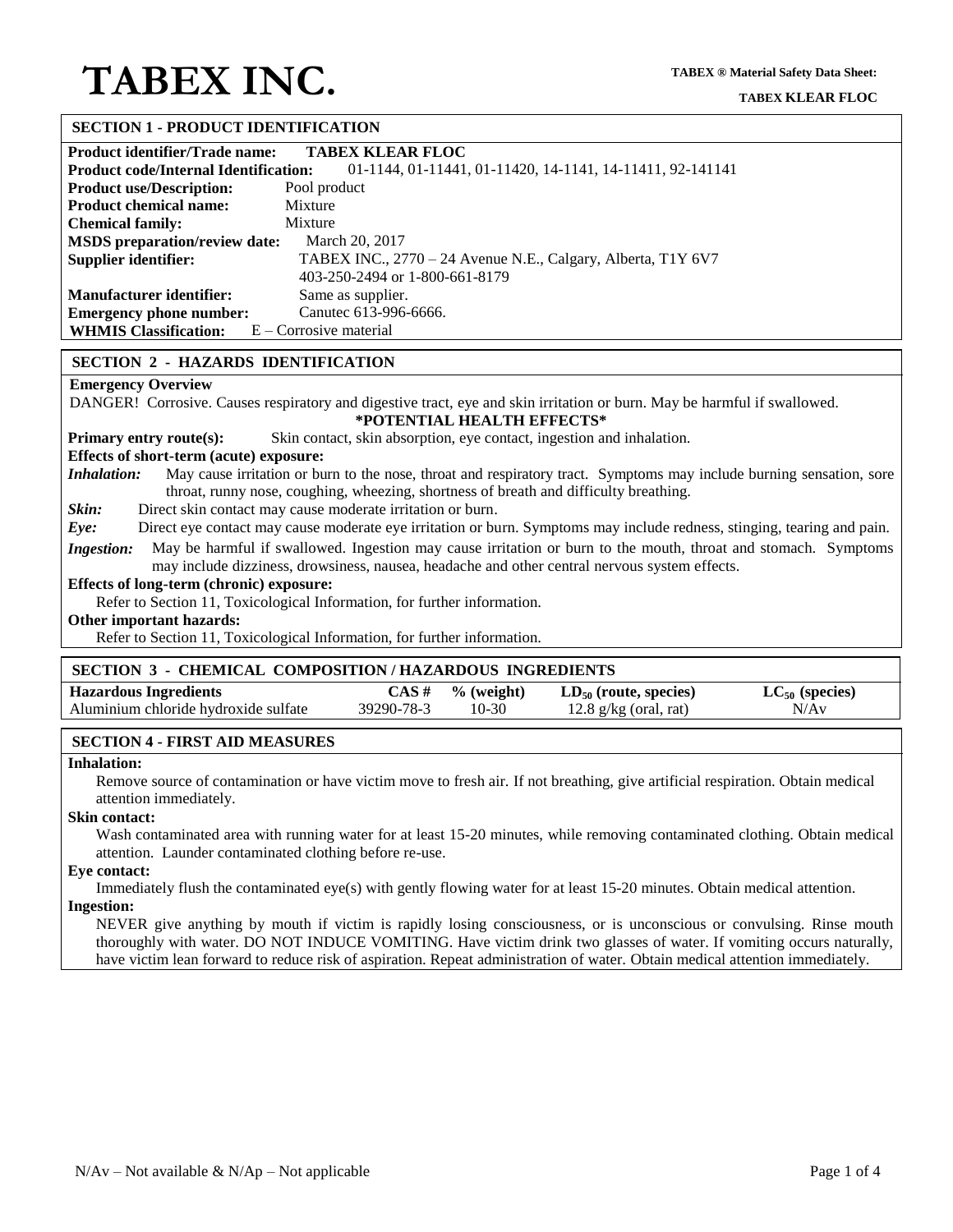# TABEX INC.

**TABEX ® Material Safety Data Sheet:**

**TABEX KLEAR FLOC**

## SECTION 1 - PRODUCT IDENTIFICATION

**Product identifier/Trade name:** **TABEX KLEAR FLOC**
**Product code/Internal Identification:** 01-1144, 01-11441, 01-11420, 14-1141, 14-11411, 92-141141
**Product use/Description:** Pool product
**Product chemical name:** Mixture
**Chemical family:** Mixture
**MSDS preparation/review date:** March 20, 2017
**Supplier identifier:** TABEX INC., 2770 – 24 Avenue N.E., Calgary, Alberta, T1Y 6V7
403-250-2494 or 1-800-661-8179
**Manufacturer identifier:** Same as supplier.
**Emergency phone number:** Canutec 613-996-6666.
**WHMIS Classification:** E – Corrosive material

## SECTION 2 - HAZARDS IDENTIFICATION

**Emergency Overview**

DANGER! Corrosive. Causes respiratory and digestive tract, eye and skin irritation or burn. May be harmful if swallowed.

**\*POTENTIAL HEALTH EFFECTS\***

**Primary entry route(s):** Skin contact, skin absorption, eye contact, ingestion and inhalation.

**Effects of short-term (acute) exposure:**

***Inhalation:*** May cause irritation or burn to the nose, throat and respiratory tract. Symptoms may include burning sensation, sore throat, runny nose, coughing, wheezing, shortness of breath and difficulty breathing.

***Skin:*** Direct skin contact may cause moderate irritation or burn.

***Eye:*** Direct eye contact may cause moderate eye irritation or burn. Symptoms may include redness, stinging, tearing and pain.

***Ingestion:*** May be harmful if swallowed. Ingestion may cause irritation or burn to the mouth, throat and stomach. Symptoms may include dizziness, drowsiness, nausea, headache and other central nervous system effects.

**Effects of long-term (chronic) exposure:**

Refer to Section 11, Toxicological Information, for further information.

**Other important hazards:**

Refer to Section 11, Toxicological Information, for further information.

## SECTION 3 - CHEMICAL COMPOSITION / HAZARDOUS INGREDIENTS

| Hazardous Ingredients | CAS # | % (weight) | $LD_{50}$ (route, species) | $LC_{50}$ (species) |
|---|---|---|---|---|
| Aluminium chloride hydroxide sulfate | 39290-78-3 | 10-30 | 12.8 g/kg (oral, rat) | N/Av |

## SECTION 4 - FIRST AID MEASURES

**Inhalation:**

Remove source of contamination or have victim move to fresh air. If not breathing, give artificial respiration. Obtain medical attention immediately.

**Skin contact:**

Wash contaminated area with running water for at least 15-20 minutes, while removing contaminated clothing. Obtain medical attention. Launder contaminated clothing before re-use.

**Eye contact:**

Immediately flush the contaminated eye(s) with gently flowing water for at least 15-20 minutes. Obtain medical attention.

**Ingestion:**

NEVER give anything by mouth if victim is rapidly losing consciousness, or is unconscious or convulsing. Rinse mouth thoroughly with water. DO NOT INDUCE VOMITING. Have victim drink two glasses of water. If vomiting occurs naturally, have victim lean forward to reduce risk of aspiration. Repeat administration of water. Obtain medical attention immediately.

N/Av – Not available & N/Ap – Not applicable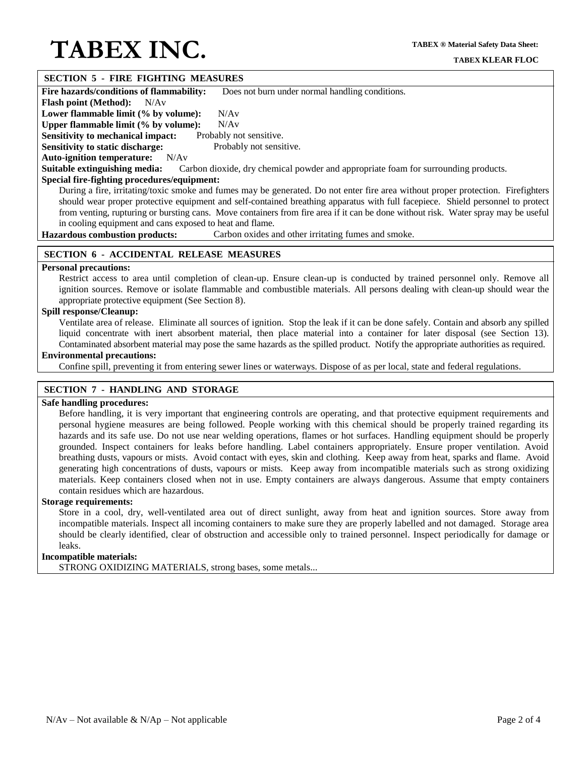## SECTION 5 - FIRE FIGHTING MEASURES

**Fire hazards/conditions of flammability:** Does not burn under normal handling conditions.

**Flash point (Method):** N/Av

**Lower flammable limit (% by volume):** N/Av

**Upper flammable limit (% by volume):** N/Av

**Sensitivity to mechanical impact:** Probably not sensitive.

**Sensitivity to static discharge:** Probably not sensitive.

**Auto-ignition temperature:** N/Av

**Suitable extinguishing media:** Carbon dioxide, dry chemical powder and appropriate foam for surrounding products.

**Special fire-fighting procedures/equipment:**

During a fire, irritating/toxic smoke and fumes may be generated. Do not enter fire area without proper protection. Firefighters should wear proper protective equipment and self-contained breathing apparatus with full facepiece. Shield personnel to protect from venting, rupturing or bursting cans. Move containers from fire area if it can be done without risk. Water spray may be useful in cooling equipment and cans exposed to heat and flame.

**Hazardous combustion products:** Carbon oxides and other irritating fumes and smoke.

## SECTION 6 - ACCIDENTAL RELEASE MEASURES

**Personal precautions:**

Restrict access to area until completion of clean-up. Ensure clean-up is conducted by trained personnel only. Remove all ignition sources. Remove or isolate flammable and combustible materials. All persons dealing with clean-up should wear the appropriate protective equipment (See Section 8).

**Spill response/Cleanup:**

Ventilate area of release. Eliminate all sources of ignition. Stop the leak if it can be done safely. Contain and absorb any spilled liquid concentrate with inert absorbent material, then place material into a container for later disposal (see Section 13). Contaminated absorbent material may pose the same hazards as the spilled product. Notify the appropriate authorities as required.

**Environmental precautions:**

Confine spill, preventing it from entering sewer lines or waterways. Dispose of as per local, state and federal regulations.

## SECTION 7 - HANDLING AND STORAGE

**Safe handling procedures:**

Before handling, it is very important that engineering controls are operating, and that protective equipment requirements and personal hygiene measures are being followed. People working with this chemical should be properly trained regarding its hazards and its safe use. Do not use near welding operations, flames or hot surfaces. Handling equipment should be properly grounded. Inspect containers for leaks before handling. Label containers appropriately. Ensure proper ventilation. Avoid breathing dusts, vapours or mists. Avoid contact with eyes, skin and clothing. Keep away from heat, sparks and flame. Avoid generating high concentrations of dusts, vapours or mists. Keep away from incompatible materials such as strong oxidizing materials. Keep containers closed when not in use. Empty containers are always dangerous. Assume that empty containers contain residues which are hazardous.

**Storage requirements:**

Store in a cool, dry, well-ventilated area out of direct sunlight, away from heat and ignition sources. Store away from incompatible materials. Inspect all incoming containers to make sure they are properly labelled and not damaged. Storage area should be clearly identified, clear of obstruction and accessible only to trained personnel. Inspect periodically for damage or leaks.

**Incompatible materials:**

STRONG OXIDIZING MATERIALS, strong bases, some metals...

N/Av – Not available & N/Ap – Not applicable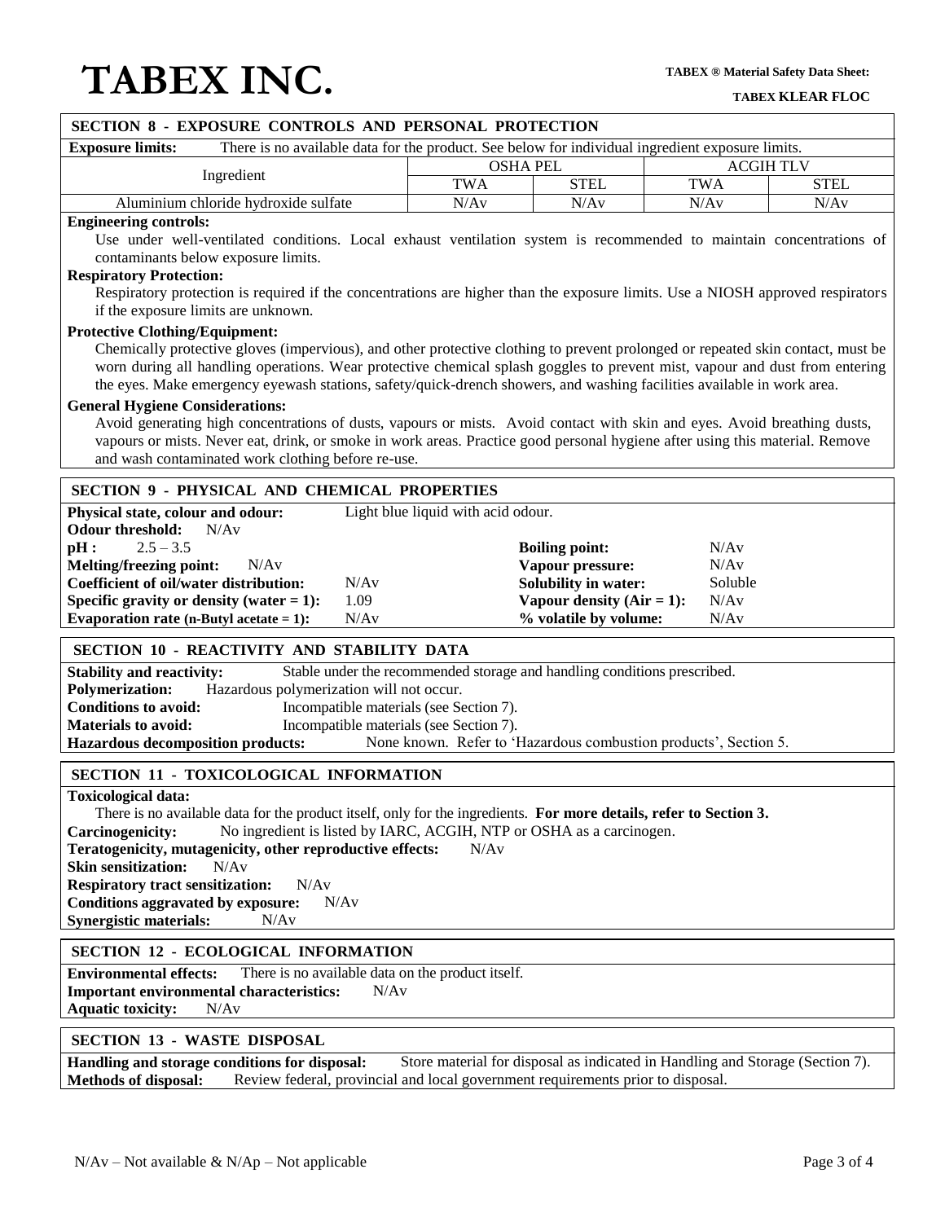## SECTION 8 - EXPOSURE CONTROLS AND PERSONAL PROTECTION

**Exposure limits:** There is no available data for the product. See below for individual ingredient exposure limits.

| Ingredient | OSHA PEL | | ACGIH TLV | |
|---|---|---|---|---|
| | TWA | STEL | TWA | STEL |
| Aluminium chloride hydroxide sulfate | N/Av | N/Av | N/Av | N/Av |

**Engineering controls:**

Use under well-ventilated conditions. Local exhaust ventilation system is recommended to maintain concentrations of contaminants below exposure limits.

**Respiratory Protection:**

Respiratory protection is required if the concentrations are higher than the exposure limits. Use a NIOSH approved respirators if the exposure limits are unknown.

**Protective Clothing/Equipment:**

Chemically protective gloves (impervious), and other protective clothing to prevent prolonged or repeated skin contact, must be worn during all handling operations. Wear protective chemical splash goggles to prevent mist, vapour and dust from entering the eyes. Make emergency eyewash stations, safety/quick-drench showers, and washing facilities available in work area.

**General Hygiene Considerations:**

Avoid generating high concentrations of dusts, vapours or mists. Avoid contact with skin and eyes. Avoid breathing dusts, vapours or mists. Never eat, drink, or smoke in work areas. Practice good personal hygiene after using this material. Remove and wash contaminated work clothing before re-use.

## SECTION 9 - PHYSICAL AND CHEMICAL PROPERTIES

**Physical state, colour and odour:** Light blue liquid with acid odour.

**Odour threshold:** N/Av

**pH :** 2.5 – 3.5

**Melting/freezing point:** N/Av

**Coefficient of oil/water distribution:** N/Av

**Specific gravity or density (water = 1):** 1.09

**Evaporation rate (n-Butyl acetate = 1):** N/Av

**Boiling point:** N/Av

**Vapour pressure:** N/Av

**Solubility in water:** Soluble

**Vapour density (Air = 1):** N/Av

**% volatile by volume:** N/Av

## SECTION 10 - REACTIVITY AND STABILITY DATA

**Stability and reactivity:** Stable under the recommended storage and handling conditions prescribed.

**Polymerization:** Hazardous polymerization will not occur.

**Conditions to avoid:** Incompatible materials (see Section 7).

**Materials to avoid:** Incompatible materials (see Section 7).

**Hazardous decomposition products:** None known. Refer to 'Hazardous combustion products', Section 5.

## SECTION 11 - TOXICOLOGICAL INFORMATION

**Toxicological data:**

There is no available data for the product itself, only for the ingredients. **For more details, refer to Section 3.**

**Carcinogenicity:** No ingredient is listed by IARC, ACGIH, NTP or OSHA as a carcinogen.

**Teratogenicity, mutagenicity, other reproductive effects:** N/Av

**Skin sensitization:** N/Av

**Respiratory tract sensitization:** N/Av

**Conditions aggravated by exposure:** N/Av

**Synergistic materials:** N/Av

## SECTION 12 - ECOLOGICAL INFORMATION

**Environmental effects:** There is no available data on the product itself.

**Important environmental characteristics:** N/Av

**Aquatic toxicity:** N/Av

## SECTION 13 - WASTE DISPOSAL

**Handling and storage conditions for disposal:** Store material for disposal as indicated in Handling and Storage (Section 7).

**Methods of disposal:** Review federal, provincial and local government requirements prior to disposal.

N/Av – Not available & N/Ap – Not applicable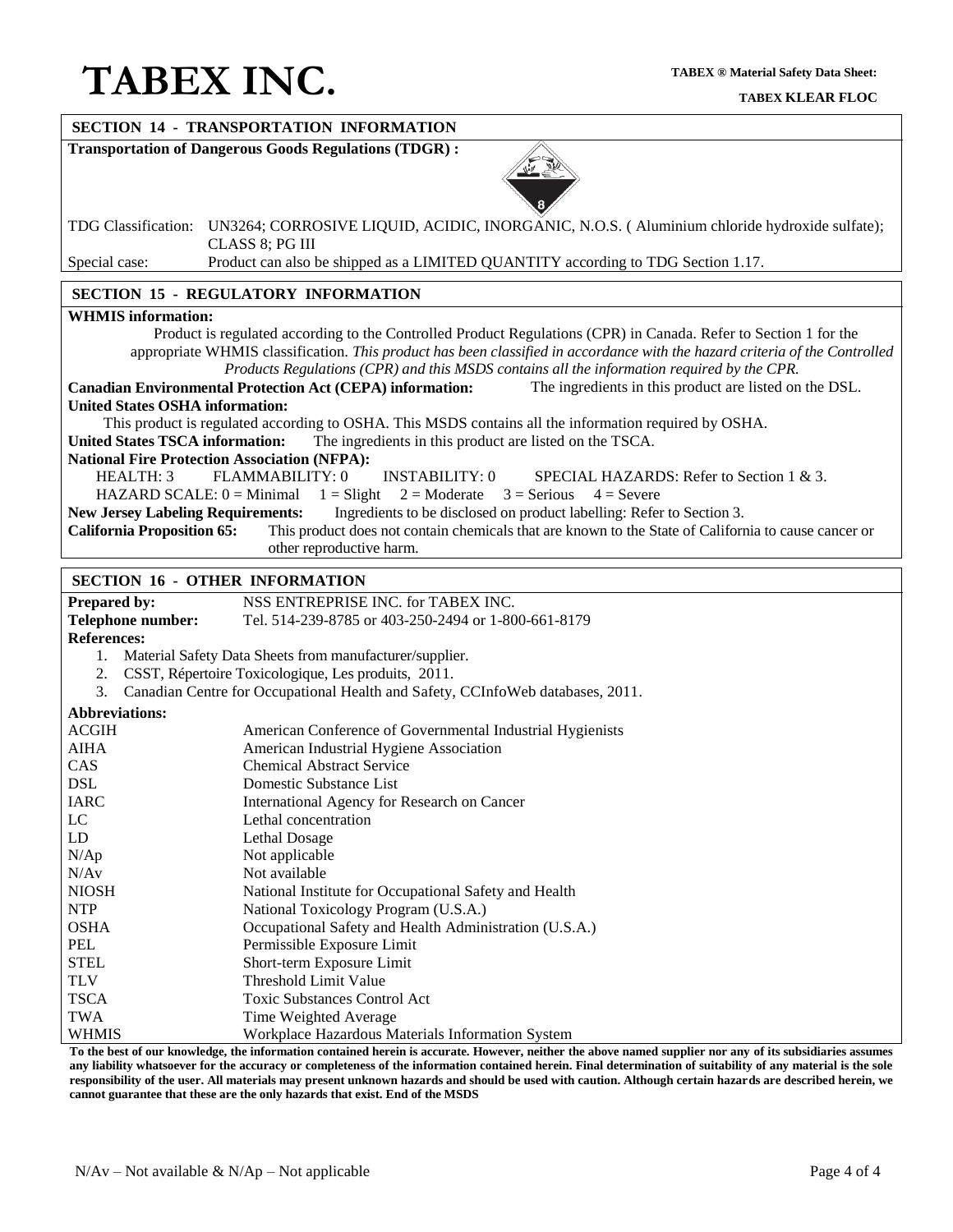## SECTION 14 - TRANSPORTATION INFORMATION

**Transportation of Dangerous Goods Regulations (TDGR) :**

TDG Classification: UN3264; CORROSIVE LIQUID, ACIDIC, INORGANIC, N.O.S. ( Aluminium chloride hydroxide sulfate); CLASS 8; PG III

Special case: Product can also be shipped as a LIMITED QUANTITY according to TDG Section 1.17.

## SECTION 15 - REGULATORY INFORMATION

**WHMIS information:**

Product is regulated according to the Controlled Product Regulations (CPR) in Canada. Refer to Section 1 for the appropriate WHMIS classification. *This product has been classified in accordance with the hazard criteria of the Controlled Products Regulations (CPR) and this MSDS contains all the information required by the CPR.*

**Canadian Environmental Protection Act (CEPA) information:** The ingredients in this product are listed on the DSL.

**United States OSHA information:**

This product is regulated according to OSHA. This MSDS contains all the information required by OSHA.

**United States TSCA information:** The ingredients in this product are listed on the TSCA.

**National Fire Protection Association (NFPA):**

HEALTH: 3 FLAMMABILITY: 0 INSTABILITY: 0 SPECIAL HAZARDS: Refer to Section 1 & 3.

HAZARD SCALE: 0 = Minimal 1 = Slight 2 = Moderate 3 = Serious 4 = Severe

**New Jersey Labeling Requirements:** Ingredients to be disclosed on product labelling: Refer to Section 3.

**California Proposition 65:** This product does not contain chemicals that are known to the State of California to cause cancer or other reproductive harm.

## SECTION 16 - OTHER INFORMATION

**Prepared by:** NSS ENTREPRISE INC. for TABEX INC.

**Telephone number:** Tel. 514-239-8785 or 403-250-2494 or 1-800-661-8179

**References:**

1. Material Safety Data Sheets from manufacturer/supplier.
2. CSST, Répertoire Toxicologique, Les produits, 2011.
3. Canadian Centre for Occupational Health and Safety, CCInfoWeb databases, 2011.

**Abbreviations:**

| | |
|---|---|
| ACGIH | American Conference of Governmental Industrial Hygienists |
| AIHA | American Industrial Hygiene Association |
| CAS | Chemical Abstract Service |
| DSL | Domestic Substance List |
| IARC | International Agency for Research on Cancer |
| LC | Lethal concentration |
| LD | Lethal Dosage |
| N/Ap | Not applicable |
| N/Av | Not available |
| NIOSH | National Institute for Occupational Safety and Health |
| NTP | National Toxicology Program (U.S.A.) |
| OSHA | Occupational Safety and Health Administration (U.S.A.) |
| PEL | Permissible Exposure Limit |
| STEL | Short-term Exposure Limit |
| TLV | Threshold Limit Value |
| TSCA | Toxic Substances Control Act |
| TWA | Time Weighted Average |
| WHMIS | Workplace Hazardous Materials Information System |

**To the best of our knowledge, the information contained herein is accurate. However, neither the above named supplier nor any of its subsidiaries assumes any liability whatsoever for the accuracy or completeness of the information contained herein. Final determination of suitability of any material is the sole responsibility of the user. All materials may present unknown hazards and should be used with caution. Although certain hazards are described herein, we cannot guarantee that these are the only hazards that exist. End of the MSDS**